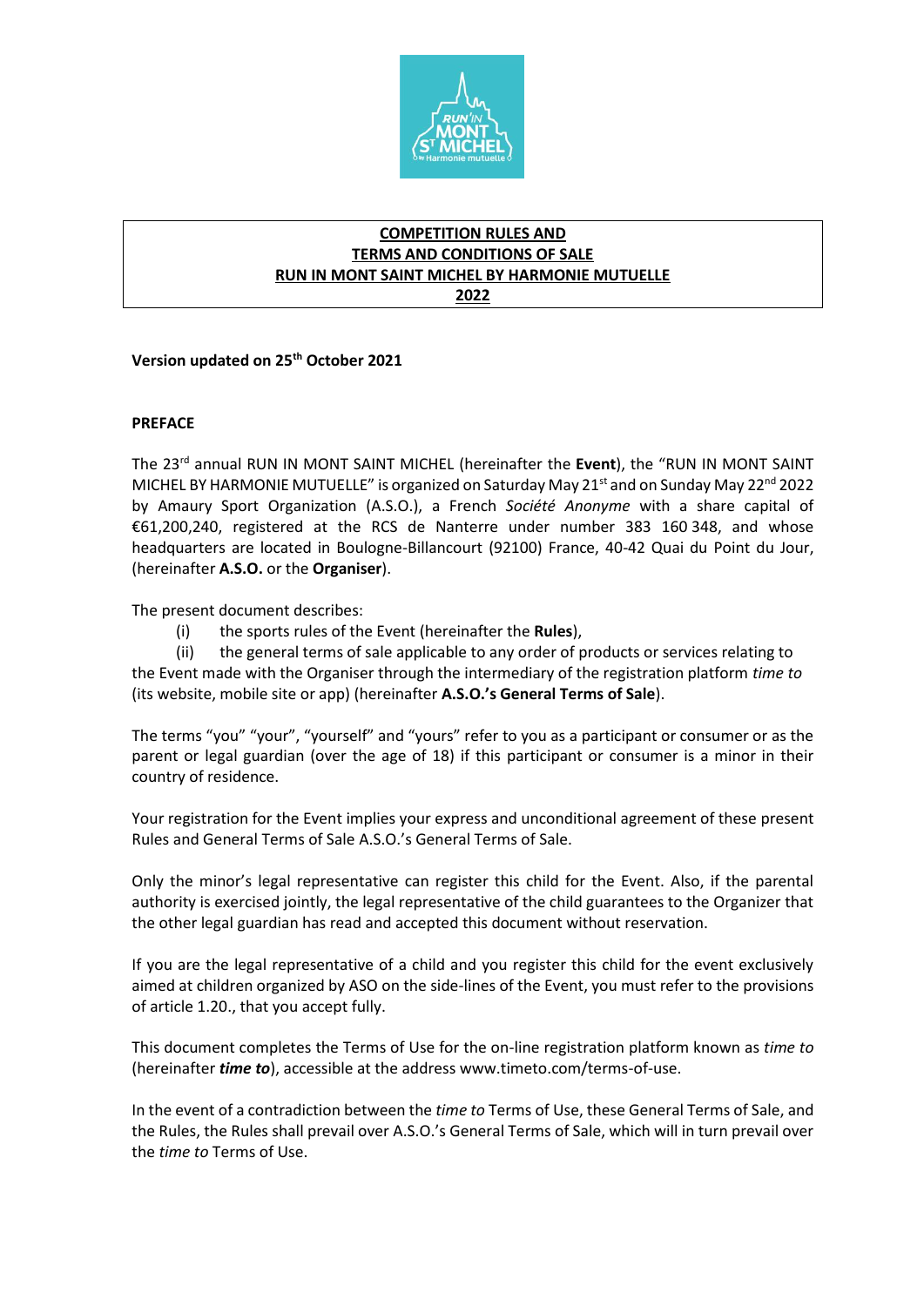**COMPETITION RULES AND TERMS AND CONDITIONS OF SALE RUN IN MONT SAINT MICHEL BY HARMONIE MUTUELLE 2022**

**Version updated on 25th October 2021**

**PREFACE**

The 23rd annual RUN IN MONT SAINT MICHEL (hereinafter the **Event**), the "RUN IN MONT SAINT MICHEL BY HARMONIE MUTUELLE" is organized on Saturday May 21st and on Sunday May 22nd 2022 by Amaury Sport Organization (A.S.O.), a French *Société Anonyme* with a share capital of €61,200,240, registered at the RCS de Nanterre under number 383 160 348, and whose headquarters are located in Boulogne-Billancourt (92100) France, 40-42 Quai du Point du Jour, (hereinafter **A.S.O.** or the **Organiser**).

The present document describes:

(i) the sports rules of the Event (hereinafter the **Rules**),

(ii) the general terms of sale applicable to any order of products or services relating to the Event made with the Organiser through the intermediary of the registration platform *time to* (its website, mobile site or app) (hereinafter **A.S.O.'s General Terms of Sale**).

The terms "you" "your", "yourself" and "yours" refer to you as a participant or consumer or as the parent or legal guardian (over the age of 18) if this participant or consumer is a minor in their country of residence.

Your registration for the Event implies your express and unconditional agreement of these present Rules and General Terms of Sale A.S.O.'s General Terms of Sale.

Only the minor's legal representative can register this child for the Event. Also, if the parental authority is exercised jointly, the legal representative of the child guarantees to the Organizer that the other legal guardian has read and accepted this document without reservation.

If you are the legal representative of a child and you register this child for the event exclusively aimed at children organized by ASO on the side-lines of the Event, you must refer to the provisions of article 1.20., that you accept fully.

This document completes the Terms of Use for the on-line registration platform known as *time to* (hereinafter ***time to***), accessible at the address www.timeto.com/terms-of-use.

In the event of a contradiction between the *time to* Terms of Use, these General Terms of Sale, and the Rules, the Rules shall prevail over A.S.O.'s General Terms of Sale, which will in turn prevail over the *time to* Terms of Use.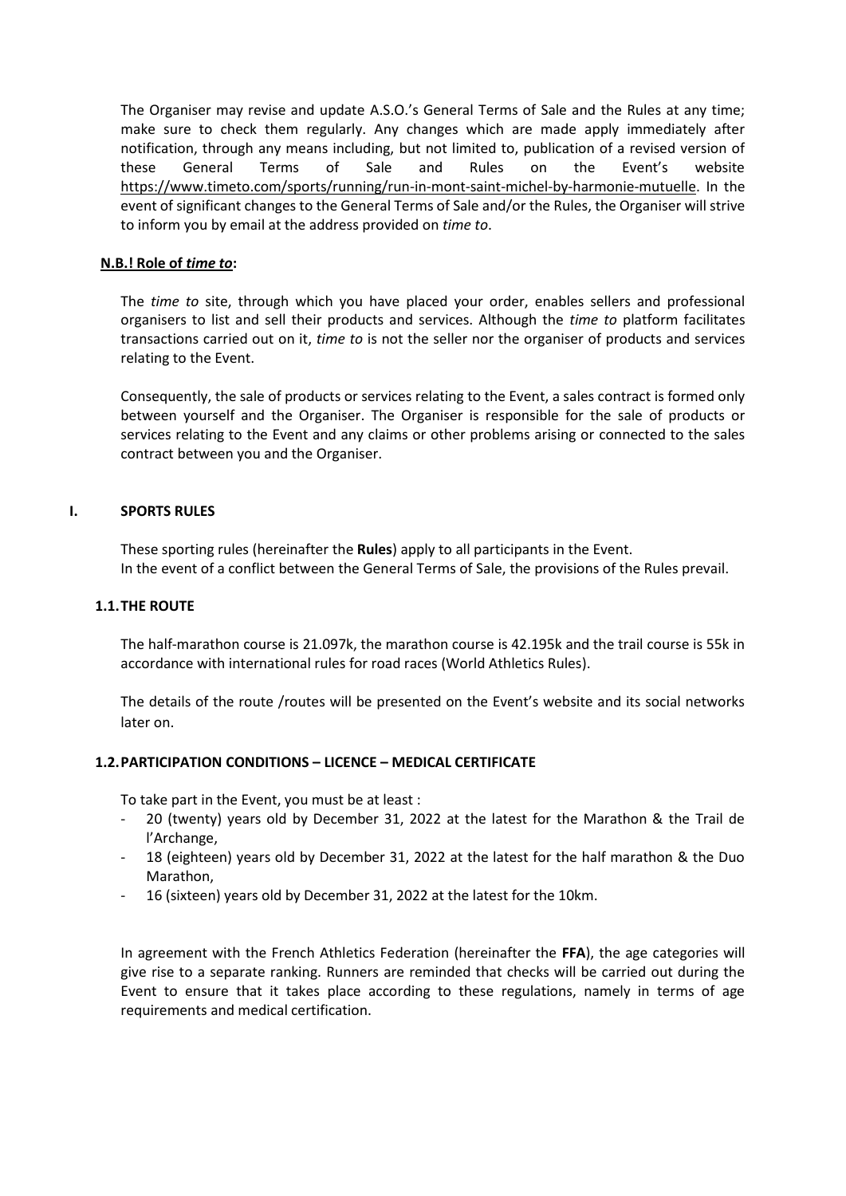The Organiser may revise and update A.S.O.'s General Terms of Sale and the Rules at any time; make sure to check them regularly. Any changes which are made apply immediately after notification, through any means including, but not limited to, publication of a revised version of these General Terms of Sale and Rules on the Event's website https://www.timeto.com/sports/running/run-in-mont-saint-michel-by-harmonie-mutuelle. In the event of significant changes to the General Terms of Sale and/or the Rules, the Organiser will strive to inform you by email at the address provided on *time to*.

**N.B.! Role of *time to*:**

The *time to* site, through which you have placed your order, enables sellers and professional organisers to list and sell their products and services. Although the *time to* platform facilitates transactions carried out on it, *time to* is not the seller nor the organiser of products and services relating to the Event.

Consequently, the sale of products or services relating to the Event, a sales contract is formed only between yourself and the Organiser. The Organiser is responsible for the sale of products or services relating to the Event and any claims or other problems arising or connected to the sales contract between you and the Organiser.

# I. SPORTS RULES

These sporting rules (hereinafter the **Rules**) apply to all participants in the Event.
In the event of a conflict between the General Terms of Sale, the provisions of the Rules prevail.

## 1.1. THE ROUTE

The half-marathon course is 21.097k, the marathon course is 42.195k and the trail course is 55k in accordance with international rules for road races (World Athletics Rules).

The details of the route /routes will be presented on the Event's website and its social networks later on.

## 1.2. PARTICIPATION CONDITIONS – LICENCE – MEDICAL CERTIFICATE

To take part in the Event, you must be at least :

- 20 (twenty) years old by December 31, 2022 at the latest for the Marathon & the Trail de l'Archange,
- 18 (eighteen) years old by December 31, 2022 at the latest for the half marathon & the Duo Marathon,
- 16 (sixteen) years old by December 31, 2022 at the latest for the 10km.

In agreement with the French Athletics Federation (hereinafter the **FFA**), the age categories will give rise to a separate ranking. Runners are reminded that checks will be carried out during the Event to ensure that it takes place according to these regulations, namely in terms of age requirements and medical certification.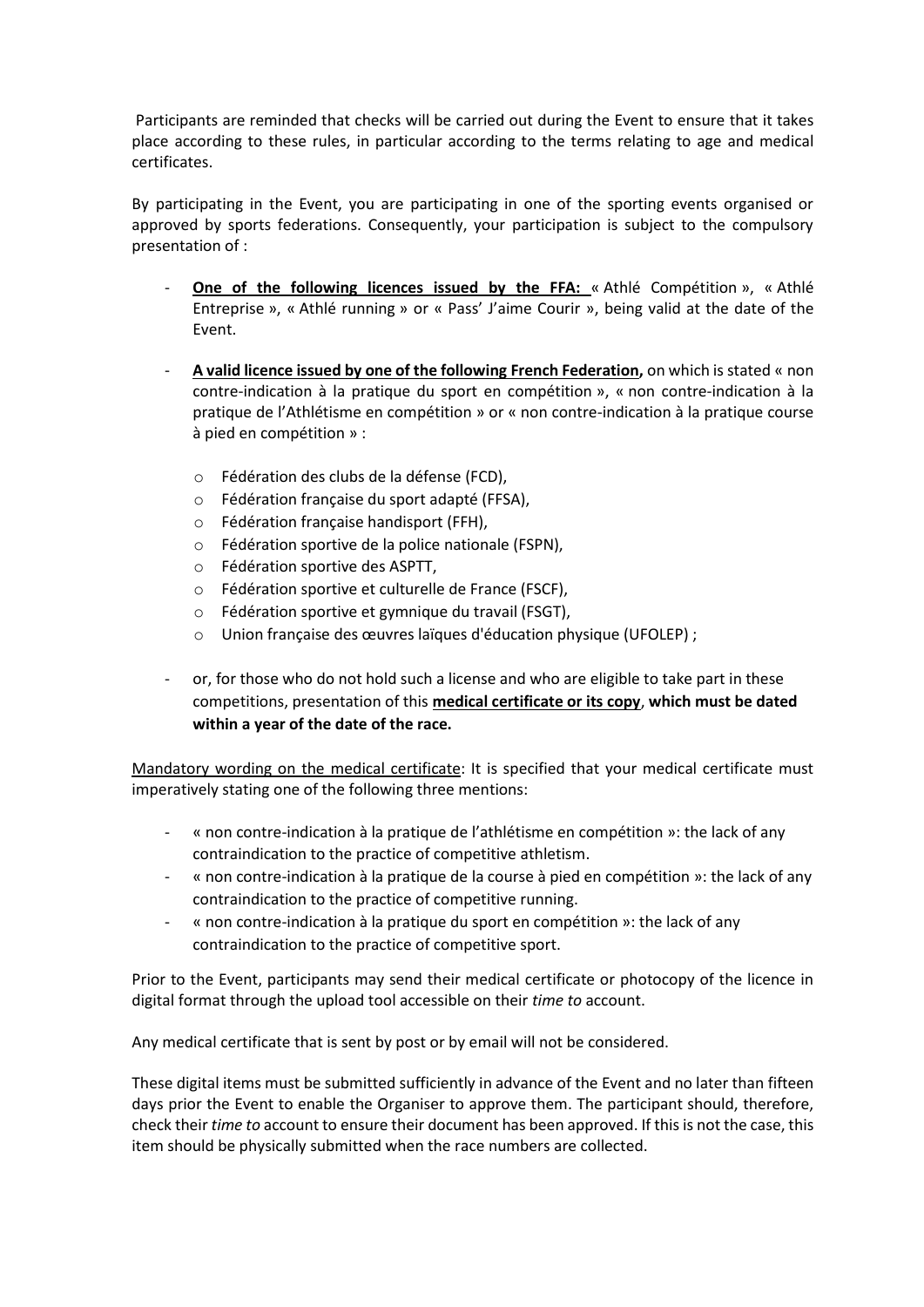Participants are reminded that checks will be carried out during the Event to ensure that it takes place according to these rules, in particular according to the terms relating to age and medical certificates.

By participating in the Event, you are participating in one of the sporting events organised or approved by sports federations. Consequently, your participation is subject to the compulsory presentation of :

- **One of the following licences issued by the FFA:** « Athlé Compétition », « Athlé Entreprise », « Athlé running » or « Pass' J'aime Courir », being valid at the date of the Event.

- **A valid licence issued by one of the following French Federation,** on which is stated « non contre-indication à la pratique du sport en compétition », « non contre-indication à la pratique de l'Athlétisme en compétition » or « non contre-indication à la pratique course à pied en compétition » :

    - Fédération des clubs de la défense (FCD),
    - Fédération française du sport adapté (FFSA),
    - Fédération française handisport (FFH),
    - Fédération sportive de la police nationale (FSPN),
    - Fédération sportive des ASPTT,
    - Fédération sportive et culturelle de France (FSCF),
    - Fédération sportive et gymnique du travail (FSGT),
    - Union française des œuvres laïques d'éducation physique (UFOLEP) ;

- or, for those who do not hold such a license and who are eligible to take part in these competitions, presentation of this **medical certificate or its copy**, **which must be dated within a year of the date of the race.**

Mandatory wording on the medical certificate: It is specified that your medical certificate must imperatively stating one of the following three mentions:

- « non contre-indication à la pratique de l'athlétisme en compétition »: the lack of any contraindication to the practice of competitive athletism.
- « non contre-indication à la pratique de la course à pied en compétition »: the lack of any contraindication to the practice of competitive running.
- « non contre-indication à la pratique du sport en compétition »: the lack of any contraindication to the practice of competitive sport.

Prior to the Event, participants may send their medical certificate or photocopy of the licence in digital format through the upload tool accessible on their *time to* account.

Any medical certificate that is sent by post or by email will not be considered.

These digital items must be submitted sufficiently in advance of the Event and no later than fifteen days prior the Event to enable the Organiser to approve them. The participant should, therefore, check their *time to* account to ensure their document has been approved. If this is not the case, this item should be physically submitted when the race numbers are collected.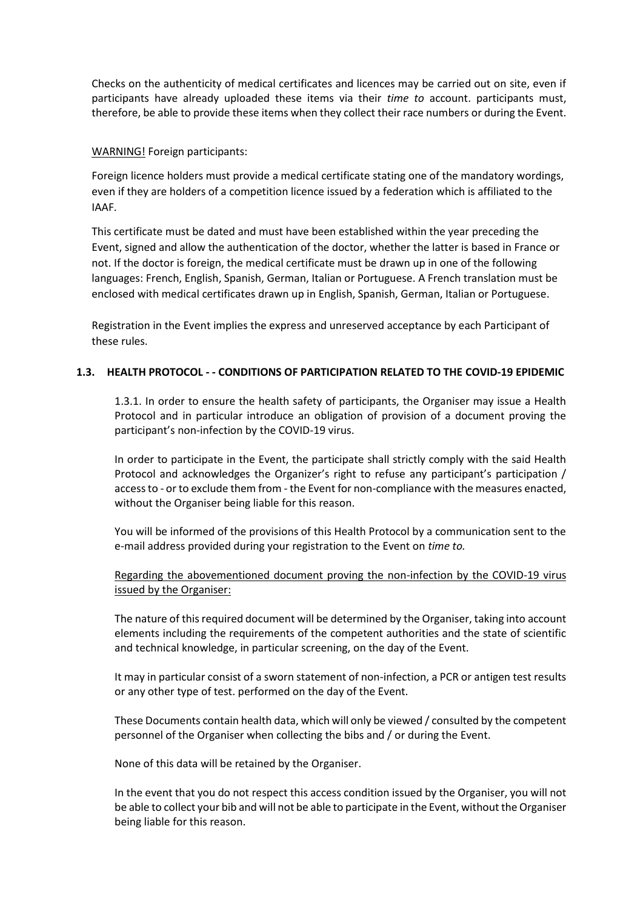Checks on the authenticity of medical certificates and licences may be carried out on site, even if participants have already uploaded these items via their *time to* account. participants must, therefore, be able to provide these items when they collect their race numbers or during the Event.

WARNING! Foreign participants:

Foreign licence holders must provide a medical certificate stating one of the mandatory wordings, even if they are holders of a competition licence issued by a federation which is affiliated to the IAAF.

This certificate must be dated and must have been established within the year preceding the Event, signed and allow the authentication of the doctor, whether the latter is based in France or not. If the doctor is foreign, the medical certificate must be drawn up in one of the following languages: French, English, Spanish, German, Italian or Portuguese. A French translation must be enclosed with medical certificates drawn up in English, Spanish, German, Italian or Portuguese.

Registration in the Event implies the express and unreserved acceptance by each Participant of these rules.

### 1.3. HEALTH PROTOCOL - - CONDITIONS OF PARTICIPATION RELATED TO THE COVID-19 EPIDEMIC

1.3.1. In order to ensure the health safety of participants, the Organiser may issue a Health Protocol and in particular introduce an obligation of provision of a document proving the participant's non-infection by the COVID-19 virus.

In order to participate in the Event, the participate shall strictly comply with the said Health Protocol and acknowledges the Organizer's right to refuse any participant's participation / access to - or to exclude them from - the Event for non-compliance with the measures enacted, without the Organiser being liable for this reason.

You will be informed of the provisions of this Health Protocol by a communication sent to the e-mail address provided during your registration to the Event on *time to.*

Regarding the abovementioned document proving the non-infection by the COVID-19 virus issued by the Organiser:

The nature of this required document will be determined by the Organiser, taking into account elements including the requirements of the competent authorities and the state of scientific and technical knowledge, in particular screening, on the day of the Event.

It may in particular consist of a sworn statement of non-infection, a PCR or antigen test results or any other type of test. performed on the day of the Event.

These Documents contain health data, which will only be viewed / consulted by the competent personnel of the Organiser when collecting the bibs and / or during the Event.

None of this data will be retained by the Organiser.

In the event that you do not respect this access condition issued by the Organiser, you will not be able to collect your bib and will not be able to participate in the Event, without the Organiser being liable for this reason.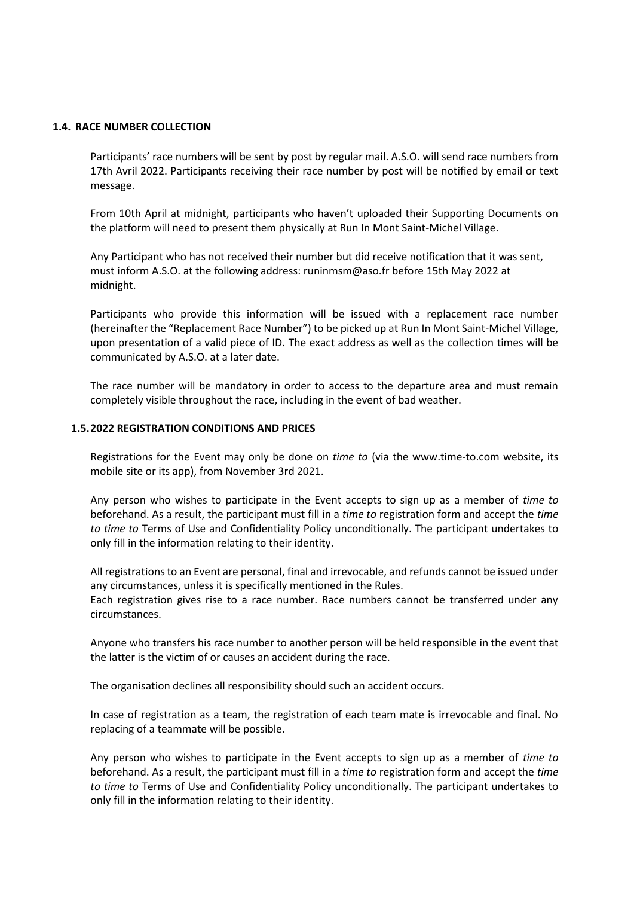### 1.4. RACE NUMBER COLLECTION

Participants' race numbers will be sent by post by regular mail. A.S.O. will send race numbers from 17th Avril 2022. Participants receiving their race number by post will be notified by email or text message.

From 10th April at midnight, participants who haven't uploaded their Supporting Documents on the platform will need to present them physically at Run In Mont Saint-Michel Village.

Any Participant who has not received their number but did receive notification that it was sent, must inform A.S.O. at the following address: runinmsm@aso.fr before 15th May 2022 at midnight.

Participants who provide this information will be issued with a replacement race number (hereinafter the "Replacement Race Number") to be picked up at Run In Mont Saint-Michel Village, upon presentation of a valid piece of ID. The exact address as well as the collection times will be communicated by A.S.O. at a later date.

The race number will be mandatory in order to access to the departure area and must remain completely visible throughout the race, including in the event of bad weather.

### 1.5. 2022 REGISTRATION CONDITIONS AND PRICES

Registrations for the Event may only be done on *time to* (via the www.time-to.com website, its mobile site or its app), from November 3rd 2021.

Any person who wishes to participate in the Event accepts to sign up as a member of *time to* beforehand. As a result, the participant must fill in a *time to* registration form and accept the *time to time to* Terms of Use and Confidentiality Policy unconditionally. The participant undertakes to only fill in the information relating to their identity.

All registrations to an Event are personal, final and irrevocable, and refunds cannot be issued under any circumstances, unless it is specifically mentioned in the Rules.
Each registration gives rise to a race number. Race numbers cannot be transferred under any circumstances.

Anyone who transfers his race number to another person will be held responsible in the event that the latter is the victim of or causes an accident during the race.

The organisation declines all responsibility should such an accident occurs.

In case of registration as a team, the registration of each team mate is irrevocable and final. No replacing of a teammate will be possible.

Any person who wishes to participate in the Event accepts to sign up as a member of *time to* beforehand. As a result, the participant must fill in a *time to* registration form and accept the *time to time to* Terms of Use and Confidentiality Policy unconditionally. The participant undertakes to only fill in the information relating to their identity.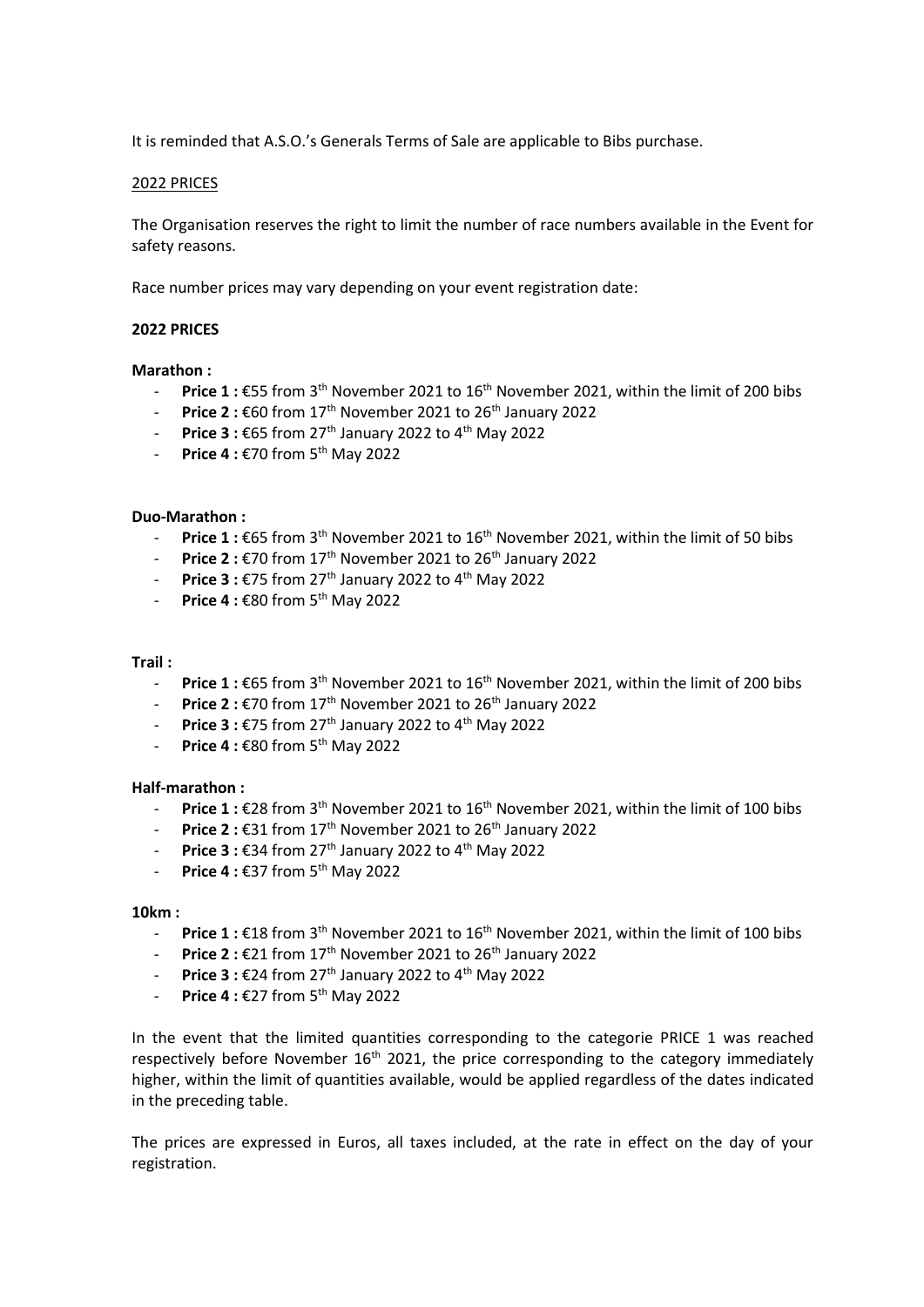It is reminded that A.S.O.'s Generals Terms of Sale are applicable to Bibs purchase.

2022 PRICES

The Organisation reserves the right to limit the number of race numbers available in the Event for safety reasons.

Race number prices may vary depending on your event registration date:

**2022 PRICES**

**Marathon :**

- **Price 1 :** €55 from 3th November 2021 to 16th November 2021, within the limit of 200 bibs
- **Price 2 :** €60 from 17th November 2021 to 26th January 2022
- **Price 3 :** €65 from 27th January 2022 to 4th May 2022
- **Price 4 :** €70 from 5th May 2022

**Duo-Marathon :**

- **Price 1 :** €65 from 3th November 2021 to 16th November 2021, within the limit of 50 bibs
- **Price 2 :** €70 from 17th November 2021 to 26th January 2022
- **Price 3 :** €75 from 27th January 2022 to 4th May 2022
- **Price 4 :** €80 from 5th May 2022

**Trail :**

- **Price 1 :** €65 from 3th November 2021 to 16th November 2021, within the limit of 200 bibs
- **Price 2 :** €70 from 17th November 2021 to 26th January 2022
- **Price 3 :** €75 from 27th January 2022 to 4th May 2022
- **Price 4 :** €80 from 5th May 2022

**Half-marathon :**

- **Price 1 :** €28 from 3th November 2021 to 16th November 2021, within the limit of 100 bibs
- **Price 2 :** €31 from 17th November 2021 to 26th January 2022
- **Price 3 :** €34 from 27th January 2022 to 4th May 2022
- **Price 4 :** €37 from 5th May 2022

**10km :**

- **Price 1 :** €18 from 3th November 2021 to 16th November 2021, within the limit of 100 bibs
- **Price 2 :** €21 from 17th November 2021 to 26th January 2022
- **Price 3 :** €24 from 27th January 2022 to 4th May 2022
- **Price 4 :** €27 from 5th May 2022

In the event that the limited quantities corresponding to the categorie PRICE 1 was reached respectively before November 16th 2021, the price corresponding to the category immediately higher, within the limit of quantities available, would be applied regardless of the dates indicated in the preceding table.

The prices are expressed in Euros, all taxes included, at the rate in effect on the day of your registration.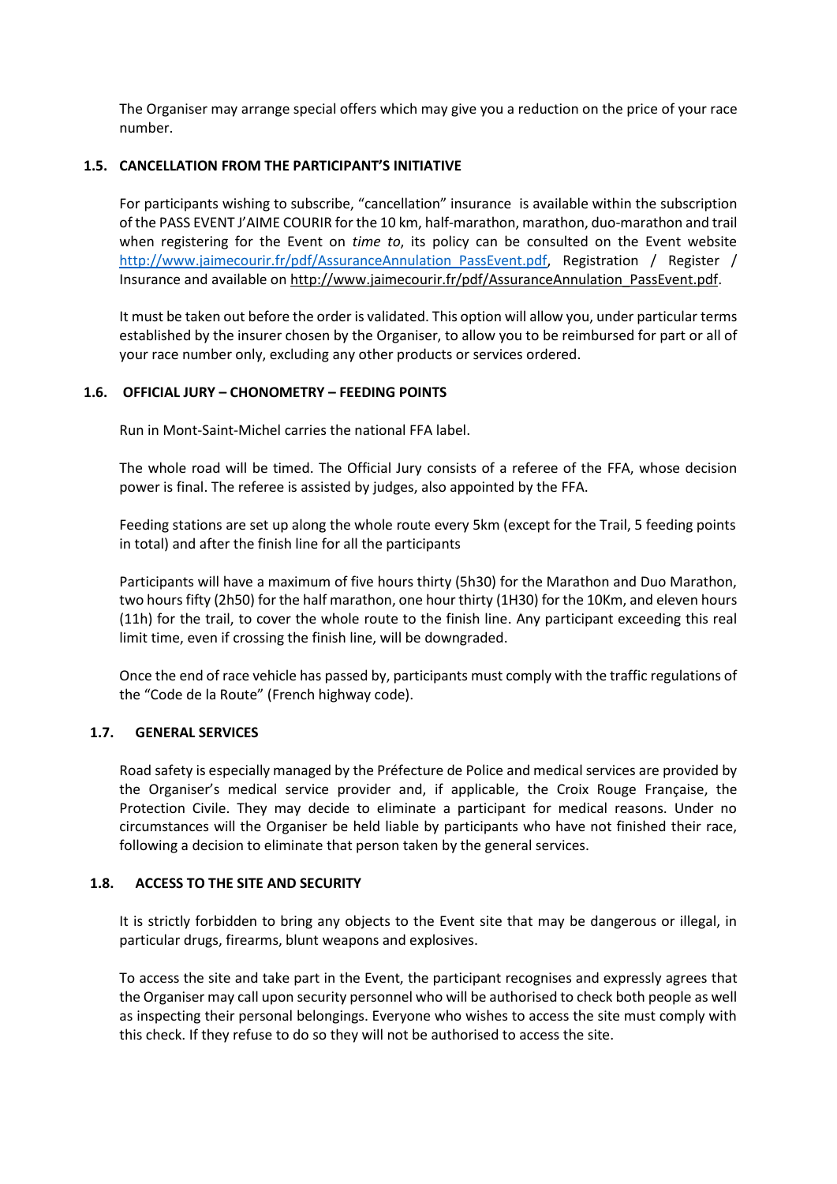The Organiser may arrange special offers which may give you a reduction on the price of your race number.

### 1.5. CANCELLATION FROM THE PARTICIPANT'S INITIATIVE

For participants wishing to subscribe, "cancellation" insurance is available within the subscription of the PASS EVENT J'AIME COURIR for the 10 km, half-marathon, marathon, duo-marathon and trail when registering for the Event on *time to*, its policy can be consulted on the Event website [http://www.jaimecourir.fr/pdf/AssuranceAnnulation_PassEvent.pdf](http://www.jaimecourir.fr/pdf/AssuranceAnnulation_PassEvent.pdf), Registration / Register / Insurance and available on http://www.jaimecourir.fr/pdf/AssuranceAnnulation_PassEvent.pdf.

It must be taken out before the order is validated. This option will allow you, under particular terms established by the insurer chosen by the Organiser, to allow you to be reimbursed for part or all of your race number only, excluding any other products or services ordered.

### 1.6. OFFICIAL JURY – CHONOMETRY – FEEDING POINTS

Run in Mont-Saint-Michel carries the national FFA label.

The whole road will be timed. The Official Jury consists of a referee of the FFA, whose decision power is final. The referee is assisted by judges, also appointed by the FFA.

Feeding stations are set up along the whole route every 5km (except for the Trail, 5 feeding points in total) and after the finish line for all the participants

Participants will have a maximum of five hours thirty (5h30) for the Marathon and Duo Marathon, two hours fifty (2h50) for the half marathon, one hour thirty (1H30) for the 10Km, and eleven hours (11h) for the trail, to cover the whole route to the finish line. Any participant exceeding this real limit time, even if crossing the finish line, will be downgraded.

Once the end of race vehicle has passed by, participants must comply with the traffic regulations of the "Code de la Route" (French highway code).

### 1.7. GENERAL SERVICES

Road safety is especially managed by the Préfecture de Police and medical services are provided by the Organiser's medical service provider and, if applicable, the Croix Rouge Française, the Protection Civile. They may decide to eliminate a participant for medical reasons. Under no circumstances will the Organiser be held liable by participants who have not finished their race, following a decision to eliminate that person taken by the general services.

### 1.8. ACCESS TO THE SITE AND SECURITY

It is strictly forbidden to bring any objects to the Event site that may be dangerous or illegal, in particular drugs, firearms, blunt weapons and explosives.

To access the site and take part in the Event, the participant recognises and expressly agrees that the Organiser may call upon security personnel who will be authorised to check both people as well as inspecting their personal belongings. Everyone who wishes to access the site must comply with this check. If they refuse to do so they will not be authorised to access the site.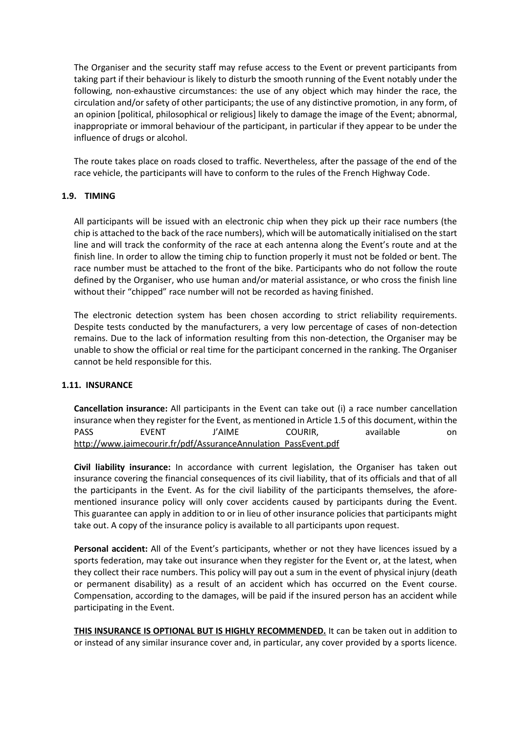The Organiser and the security staff may refuse access to the Event or prevent participants from taking part if their behaviour is likely to disturb the smooth running of the Event notably under the following, non-exhaustive circumstances: the use of any object which may hinder the race, the circulation and/or safety of other participants; the use of any distinctive promotion, in any form, of an opinion [political, philosophical or religious] likely to damage the image of the Event; abnormal, inappropriate or immoral behaviour of the participant, in particular if they appear to be under the influence of drugs or alcohol.

The route takes place on roads closed to traffic. Nevertheless, after the passage of the end of the race vehicle, the participants will have to conform to the rules of the French Highway Code.

### 1.9. TIMING

All participants will be issued with an electronic chip when they pick up their race numbers (the chip is attached to the back of the race numbers), which will be automatically initialised on the start line and will track the conformity of the race at each antenna along the Event's route and at the finish line. In order to allow the timing chip to function properly it must not be folded or bent. The race number must be attached to the front of the bike. Participants who do not follow the route defined by the Organiser, who use human and/or material assistance, or who cross the finish line without their "chipped" race number will not be recorded as having finished.

The electronic detection system has been chosen according to strict reliability requirements. Despite tests conducted by the manufacturers, a very low percentage of cases of non-detection remains. Due to the lack of information resulting from this non-detection, the Organiser may be unable to show the official or real time for the participant concerned in the ranking. The Organiser cannot be held responsible for this.

### 1.11. INSURANCE

**Cancellation insurance:** All participants in the Event can take out (i) a race number cancellation insurance when they register for the Event, as mentioned in Article 1.5 of this document, within the PASS EVENT J'AIME COURIR, available on http://www.jaimecourir.fr/pdf/AssuranceAnnulation_PassEvent.pdf

**Civil liability insurance:** In accordance with current legislation, the Organiser has taken out insurance covering the financial consequences of its civil liability, that of its officials and that of all the participants in the Event. As for the civil liability of the participants themselves, the aforementioned insurance policy will only cover accidents caused by participants during the Event. This guarantee can apply in addition to or in lieu of other insurance policies that participants might take out. A copy of the insurance policy is available to all participants upon request.

**Personal accident:** All of the Event's participants, whether or not they have licences issued by a sports federation, may take out insurance when they register for the Event or, at the latest, when they collect their race numbers. This policy will pay out a sum in the event of physical injury (death or permanent disability) as a result of an accident which has occurred on the Event course. Compensation, according to the damages, will be paid if the insured person has an accident while participating in the Event.

**THIS INSURANCE IS OPTIONAL BUT IS HIGHLY RECOMMENDED.** It can be taken out in addition to or instead of any similar insurance cover and, in particular, any cover provided by a sports licence.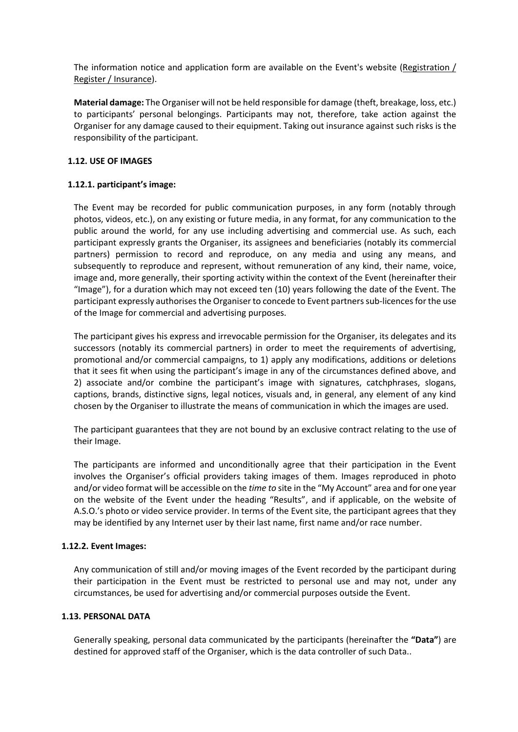The information notice and application form are available on the Event's website (Registration / Register / Insurance).

**Material damage:** The Organiser will not be held responsible for damage (theft, breakage, loss, etc.) to participants' personal belongings. Participants may not, therefore, take action against the Organiser for any damage caused to their equipment. Taking out insurance against such risks is the responsibility of the participant.

### 1.12. USE OF IMAGES

#### 1.12.1. participant's image:

The Event may be recorded for public communication purposes, in any form (notably through photos, videos, etc.), on any existing or future media, in any format, for any communication to the public around the world, for any use including advertising and commercial use. As such, each participant expressly grants the Organiser, its assignees and beneficiaries (notably its commercial partners) permission to record and reproduce, on any media and using any means, and subsequently to reproduce and represent, without remuneration of any kind, their name, voice, image and, more generally, their sporting activity within the context of the Event (hereinafter their "Image"), for a duration which may not exceed ten (10) years following the date of the Event. The participant expressly authorises the Organiser to concede to Event partners sub-licences for the use of the Image for commercial and advertising purposes.

The participant gives his express and irrevocable permission for the Organiser, its delegates and its successors (notably its commercial partners) in order to meet the requirements of advertising, promotional and/or commercial campaigns, to 1) apply any modifications, additions or deletions that it sees fit when using the participant's image in any of the circumstances defined above, and 2) associate and/or combine the participant's image with signatures, catchphrases, slogans, captions, brands, distinctive signs, legal notices, visuals and, in general, any element of any kind chosen by the Organiser to illustrate the means of communication in which the images are used.

The participant guarantees that they are not bound by an exclusive contract relating to the use of their Image.

The participants are informed and unconditionally agree that their participation in the Event involves the Organiser's official providers taking images of them. Images reproduced in photo and/or video format will be accessible on the *time to* site in the "My Account" area and for one year on the website of the Event under the heading "Results", and if applicable, on the website of A.S.O.'s photo or video service provider. In terms of the Event site, the participant agrees that they may be identified by any Internet user by their last name, first name and/or race number.

#### 1.12.2. Event Images:

Any communication of still and/or moving images of the Event recorded by the participant during their participation in the Event must be restricted to personal use and may not, under any circumstances, be used for advertising and/or commercial purposes outside the Event.

### 1.13. PERSONAL DATA

Generally speaking, personal data communicated by the participants (hereinafter the **"Data"**) are destined for approved staff of the Organiser, which is the data controller of such Data..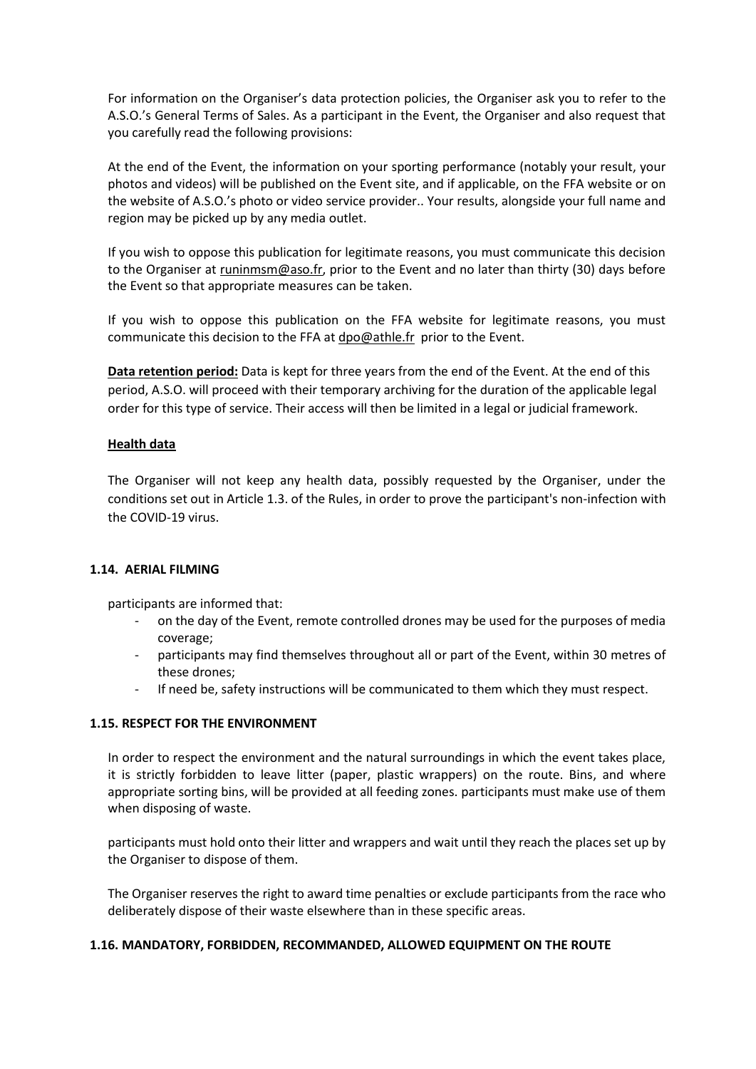For information on the Organiser's data protection policies, the Organiser ask you to refer to the A.S.O.'s General Terms of Sales. As a participant in the Event, the Organiser and also request that you carefully read the following provisions:

At the end of the Event, the information on your sporting performance (notably your result, your photos and videos) will be published on the Event site, and if applicable, on the FFA website or on the website of A.S.O.'s photo or video service provider.. Your results, alongside your full name and region may be picked up by any media outlet.

If you wish to oppose this publication for legitimate reasons, you must communicate this decision to the Organiser at runinmsm@aso.fr, prior to the Event and no later than thirty (30) days before the Event so that appropriate measures can be taken.

If you wish to oppose this publication on the FFA website for legitimate reasons, you must communicate this decision to the FFA at dpo@athle.fr prior to the Event.

**Data retention period:** Data is kept for three years from the end of the Event. At the end of this period, A.S.O. will proceed with their temporary archiving for the duration of the applicable legal order for this type of service. Their access will then be limited in a legal or judicial framework.

**Health data**

The Organiser will not keep any health data, possibly requested by the Organiser, under the conditions set out in Article 1.3. of the Rules, in order to prove the participant's non-infection with the COVID-19 virus.

### 1.14. AERIAL FILMING

participants are informed that:

- on the day of the Event, remote controlled drones may be used for the purposes of media coverage;
- participants may find themselves throughout all or part of the Event, within 30 metres of these drones;
- If need be, safety instructions will be communicated to them which they must respect.

### 1.15. RESPECT FOR THE ENVIRONMENT

In order to respect the environment and the natural surroundings in which the event takes place, it is strictly forbidden to leave litter (paper, plastic wrappers) on the route. Bins, and where appropriate sorting bins, will be provided at all feeding zones. participants must make use of them when disposing of waste.

participants must hold onto their litter and wrappers and wait until they reach the places set up by the Organiser to dispose of them.

The Organiser reserves the right to award time penalties or exclude participants from the race who deliberately dispose of their waste elsewhere than in these specific areas.

### 1.16. MANDATORY, FORBIDDEN, RECOMMANDED, ALLOWED EQUIPMENT ON THE ROUTE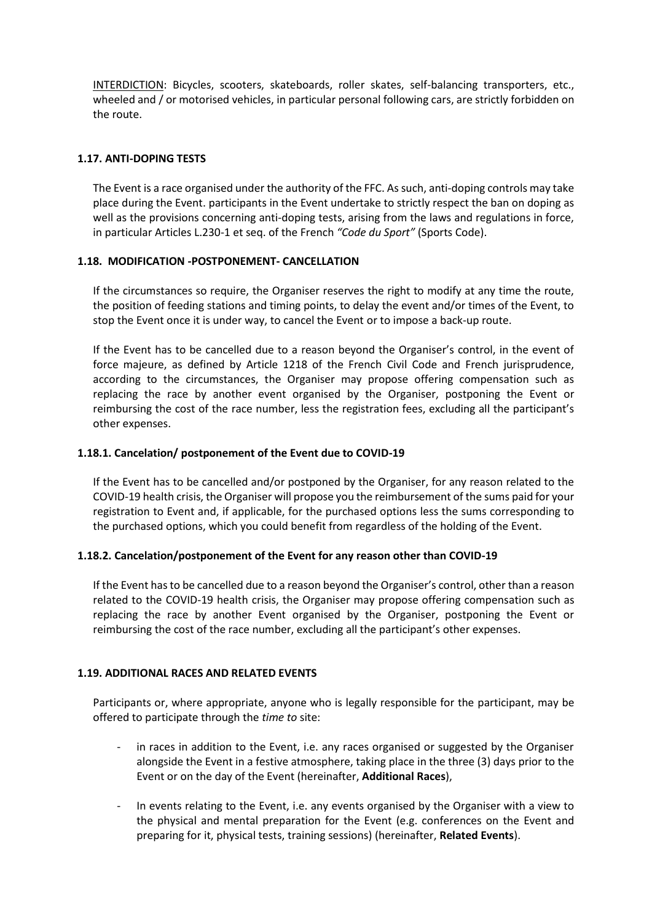<u>INTERDICTION</u>: Bicycles, scooters, skateboards, roller skates, self-balancing transporters, etc., wheeled and / or motorised vehicles, in particular personal following cars, are strictly forbidden on the route.

### 1.17. ANTI-DOPING TESTS

The Event is a race organised under the authority of the FFC. As such, anti-doping controls may take place during the Event. participants in the Event undertake to strictly respect the ban on doping as well as the provisions concerning anti-doping tests, arising from the laws and regulations in force, in particular Articles L.230-1 et seq. of the French *"Code du Sport"* (Sports Code).

### 1.18. MODIFICATION -POSTPONEMENT- CANCELLATION

If the circumstances so require, the Organiser reserves the right to modify at any time the route, the position of feeding stations and timing points, to delay the event and/or times of the Event, to stop the Event once it is under way, to cancel the Event or to impose a back-up route.

If the Event has to be cancelled due to a reason beyond the Organiser's control, in the event of force majeure, as defined by Article 1218 of the French Civil Code and French jurisprudence, according to the circumstances, the Organiser may propose offering compensation such as replacing the race by another event organised by the Organiser, postponing the Event or reimbursing the cost of the race number, less the registration fees, excluding all the participant's other expenses.

#### 1.18.1. Cancelation/ postponement of the Event due to COVID-19

If the Event has to be cancelled and/or postponed by the Organiser, for any reason related to the COVID-19 health crisis, the Organiser will propose you the reimbursement of the sums paid for your registration to Event and, if applicable, for the purchased options less the sums corresponding to the purchased options, which you could benefit from regardless of the holding of the Event.

#### 1.18.2. Cancelation/postponement of the Event for any reason other than COVID-19

If the Event has to be cancelled due to a reason beyond the Organiser's control, other than a reason related to the COVID-19 health crisis, the Organiser may propose offering compensation such as replacing the race by another Event organised by the Organiser, postponing the Event or reimbursing the cost of the race number, excluding all the participant's other expenses.

### 1.19. ADDITIONAL RACES AND RELATED EVENTS

Participants or, where appropriate, anyone who is legally responsible for the participant, may be offered to participate through the *time to* site:

- in races in addition to the Event, i.e. any races organised or suggested by the Organiser alongside the Event in a festive atmosphere, taking place in the three (3) days prior to the Event or on the day of the Event (hereinafter, **Additional Races**),
- In events relating to the Event, i.e. any events organised by the Organiser with a view to the physical and mental preparation for the Event (e.g. conferences on the Event and preparing for it, physical tests, training sessions) (hereinafter, **Related Events**).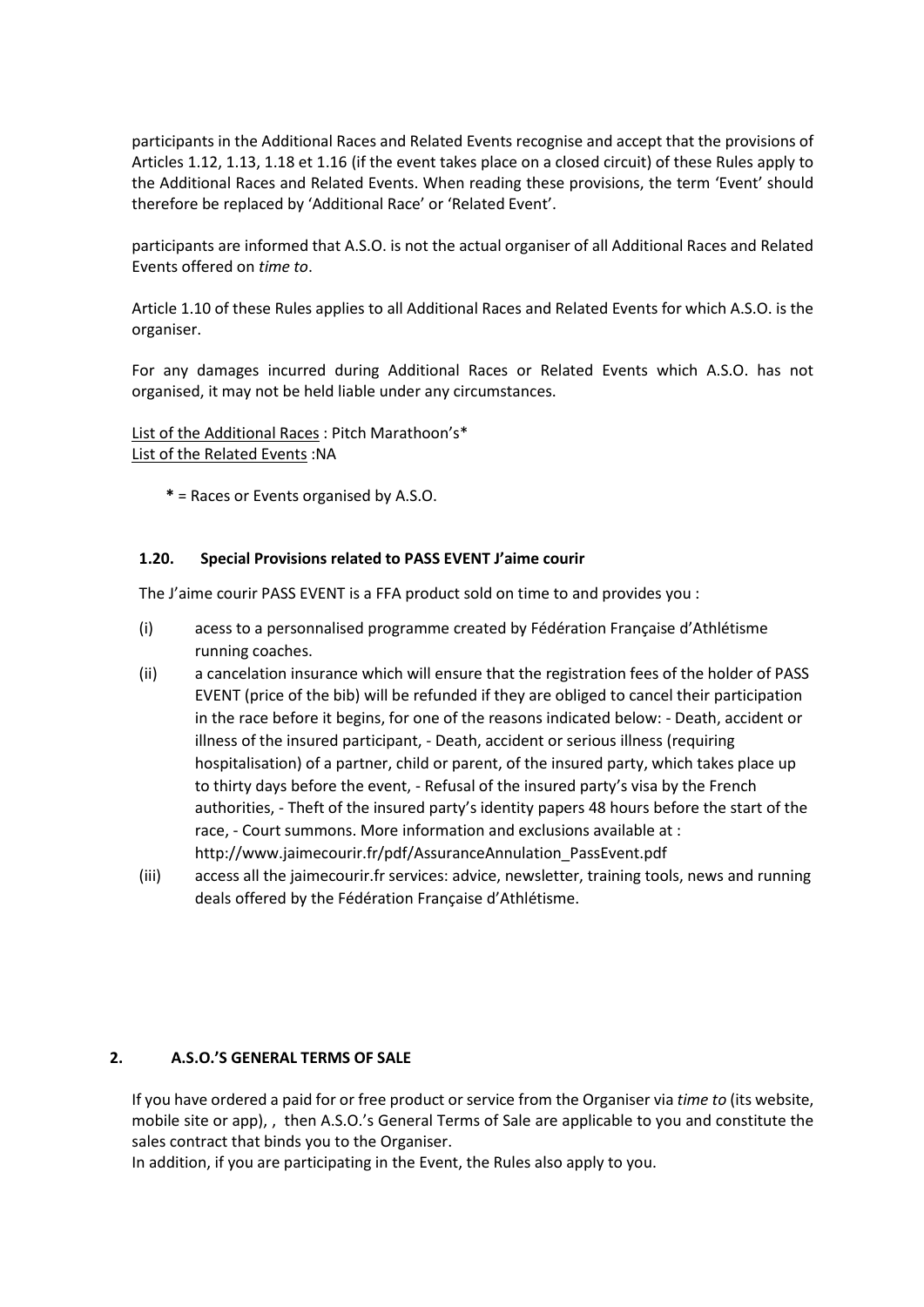participants in the Additional Races and Related Events recognise and accept that the provisions of Articles 1.12, 1.13, 1.18 et 1.16 (if the event takes place on a closed circuit) of these Rules apply to the Additional Races and Related Events. When reading these provisions, the term 'Event' should therefore be replaced by 'Additional Race' or 'Related Event'.

participants are informed that A.S.O. is not the actual organiser of all Additional Races and Related Events offered on *time to*.

Article 1.10 of these Rules applies to all Additional Races and Related Events for which A.S.O. is the organiser.

For any damages incurred during Additional Races or Related Events which A.S.O. has not organised, it may not be held liable under any circumstances.

<u>List of the Additional Races</u> : Pitch Marathoon's*
<u>List of the Related Events</u> :NA

**\*** = Races or Events organised by A.S.O.

### 1.20. Special Provisions related to PASS EVENT J'aime courir

The J'aime courir PASS EVENT is a FFA product sold on time to and provides you :

(i) acess to a personnalised programme created by Fédération Française d'Athlétisme running coaches.

(ii) a cancelation insurance which will ensure that the registration fees of the holder of PASS EVENT (price of the bib) will be refunded if they are obliged to cancel their participation in the race before it begins, for one of the reasons indicated below: - Death, accident or illness of the insured participant, - Death, accident or serious illness (requiring hospitalisation) of a partner, child or parent, of the insured party, which takes place up to thirty days before the event, - Refusal of the insured party's visa by the French authorities, - Theft of the insured party's identity papers 48 hours before the start of the race, - Court summons. More information and exclusions available at : http://www.jaimecourir.fr/pdf/AssuranceAnnulation_PassEvent.pdf

(iii) access all the jaimecourir.fr services: advice, newsletter, training tools, news and running deals offered by the Fédération Française d'Athlétisme.

## 2. A.S.O.'S GENERAL TERMS OF SALE

If you have ordered a paid for or free product or service from the Organiser via *time to* (its website, mobile site or app), , then A.S.O.'s General Terms of Sale are applicable to you and constitute the sales contract that binds you to the Organiser.
In addition, if you are participating in the Event, the Rules also apply to you.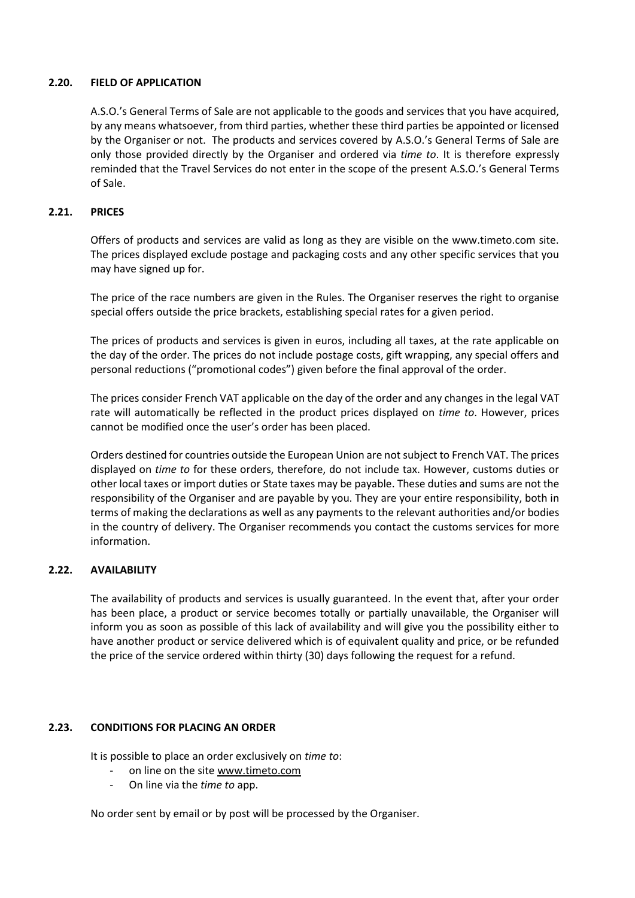### 2.20. FIELD OF APPLICATION

A.S.O.'s General Terms of Sale are not applicable to the goods and services that you have acquired, by any means whatsoever, from third parties, whether these third parties be appointed or licensed by the Organiser or not. The products and services covered by A.S.O.'s General Terms of Sale are only those provided directly by the Organiser and ordered via *time to*. It is therefore expressly reminded that the Travel Services do not enter in the scope of the present A.S.O.'s General Terms of Sale.

### 2.21. PRICES

Offers of products and services are valid as long as they are visible on the www.timeto.com site. The prices displayed exclude postage and packaging costs and any other specific services that you may have signed up for.

The price of the race numbers are given in the Rules. The Organiser reserves the right to organise special offers outside the price brackets, establishing special rates for a given period.

The prices of products and services is given in euros, including all taxes, at the rate applicable on the day of the order. The prices do not include postage costs, gift wrapping, any special offers and personal reductions ("promotional codes") given before the final approval of the order.

The prices consider French VAT applicable on the day of the order and any changes in the legal VAT rate will automatically be reflected in the product prices displayed on *time to*. However, prices cannot be modified once the user's order has been placed.

Orders destined for countries outside the European Union are not subject to French VAT. The prices displayed on *time to* for these orders, therefore, do not include tax. However, customs duties or other local taxes or import duties or State taxes may be payable. These duties and sums are not the responsibility of the Organiser and are payable by you. They are your entire responsibility, both in terms of making the declarations as well as any payments to the relevant authorities and/or bodies in the country of delivery. The Organiser recommends you contact the customs services for more information.

### 2.22. AVAILABILITY

The availability of products and services is usually guaranteed. In the event that, after your order has been place, a product or service becomes totally or partially unavailable, the Organiser will inform you as soon as possible of this lack of availability and will give you the possibility either to have another product or service delivered which is of equivalent quality and price, or be refunded the price of the service ordered within thirty (30) days following the request for a refund.

### 2.23. CONDITIONS FOR PLACING AN ORDER

It is possible to place an order exclusively on *time to*:

- on line on the site www.timeto.com
- On line via the *time to* app.

No order sent by email or by post will be processed by the Organiser.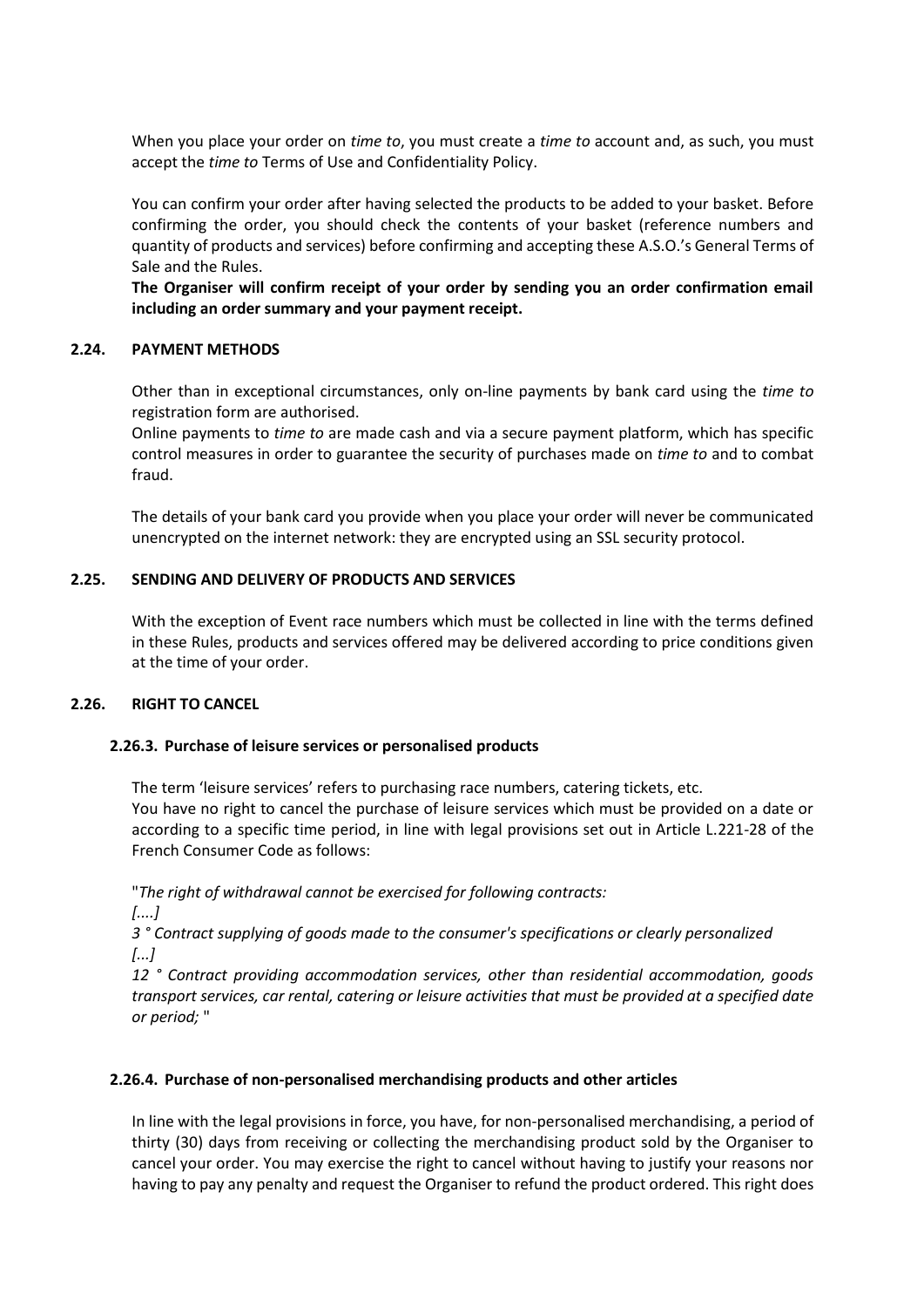When you place your order on *time to*, you must create a *time to* account and, as such, you must accept the *time to* Terms of Use and Confidentiality Policy.

You can confirm your order after having selected the products to be added to your basket. Before confirming the order, you should check the contents of your basket (reference numbers and quantity of products and services) before confirming and accepting these A.S.O.'s General Terms of Sale and the Rules.

**The Organiser will confirm receipt of your order by sending you an order confirmation email including an order summary and your payment receipt.**

### 2.24. PAYMENT METHODS

Other than in exceptional circumstances, only on-line payments by bank card using the *time to* registration form are authorised.

Online payments to *time to* are made cash and via a secure payment platform, which has specific control measures in order to guarantee the security of purchases made on *time to* and to combat fraud.

The details of your bank card you provide when you place your order will never be communicated unencrypted on the internet network: they are encrypted using an SSL security protocol.

### 2.25. SENDING AND DELIVERY OF PRODUCTS AND SERVICES

With the exception of Event race numbers which must be collected in line with the terms defined in these Rules, products and services offered may be delivered according to price conditions given at the time of your order.

### 2.26. RIGHT TO CANCEL

#### 2.26.3. Purchase of leisure services or personalised products

The term 'leisure services' refers to purchasing race numbers, catering tickets, etc.

You have no right to cancel the purchase of leisure services which must be provided on a date or according to a specific time period, in line with legal provisions set out in Article L.221-28 of the French Consumer Code as follows:

"*The right of withdrawal cannot be exercised for following contracts:*

*[....]*

*3 ° Contract supplying of goods made to the consumer's specifications or clearly personalized*

*[...]*

*12 ° Contract providing accommodation services, other than residential accommodation, goods transport services, car rental, catering or leisure activities that must be provided at a specified date or period;* "

#### 2.26.4. Purchase of non-personalised merchandising products and other articles

In line with the legal provisions in force, you have, for non-personalised merchandising, a period of thirty (30) days from receiving or collecting the merchandising product sold by the Organiser to cancel your order. You may exercise the right to cancel without having to justify your reasons nor having to pay any penalty and request the Organiser to refund the product ordered. This right does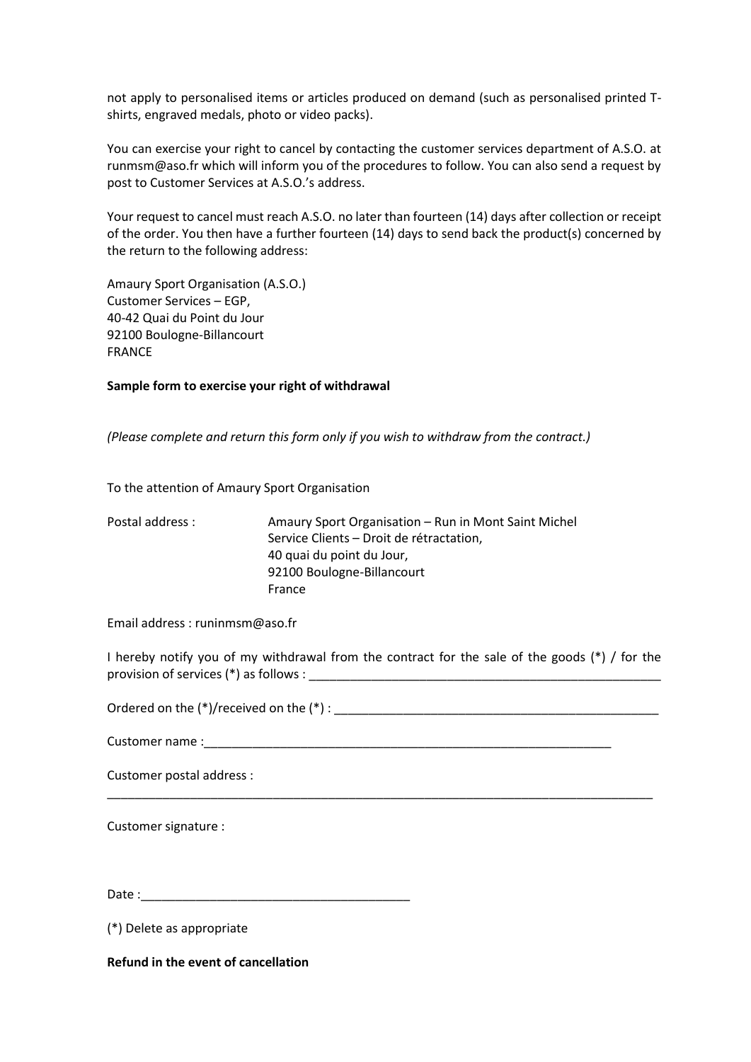not apply to personalised items or articles produced on demand (such as personalised printed T-shirts, engraved medals, photo or video packs).

You can exercise your right to cancel by contacting the customer services department of A.S.O. at runmsm@aso.fr which will inform you of the procedures to follow. You can also send a request by post to Customer Services at A.S.O.'s address.

Your request to cancel must reach A.S.O. no later than fourteen (14) days after collection or receipt of the order. You then have a further fourteen (14) days to send back the product(s) concerned by the return to the following address:

Amaury Sport Organisation (A.S.O.)
Customer Services – EGP,
40-42 Quai du Point du Jour
92100 Boulogne-Billancourt
FRANCE

**Sample form to exercise your right of withdrawal**

*(Please complete and return this form only if you wish to withdraw from the contract.)*

To the attention of Amaury Sport Organisation

Postal address : Amaury Sport Organisation – Run in Mont Saint Michel
Service Clients – Droit de rétractation,
40 quai du point du Jour,
92100 Boulogne-Billancourt
France

Email address : runinmsm@aso.fr

I hereby notify you of my withdrawal from the contract for the sale of the goods (*) / for the provision of services (*) as follows : ____________________________________________________

Ordered on the (*)/received on the (*) : _________________________________________________

Customer name :______________________________________________________________

Customer postal address :
___________________________________________________________________________________

Customer signature :

Date :_______________________________________

(*) Delete as appropriate

**Refund in the event of cancellation**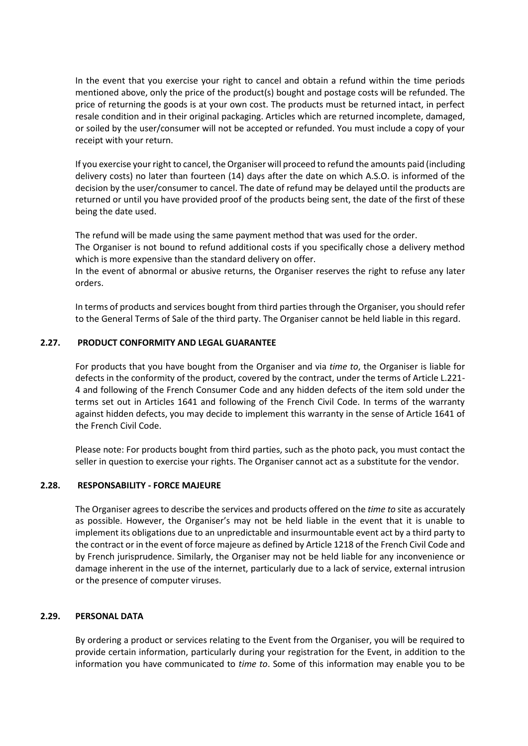In the event that you exercise your right to cancel and obtain a refund within the time periods mentioned above, only the price of the product(s) bought and postage costs will be refunded. The price of returning the goods is at your own cost. The products must be returned intact, in perfect resale condition and in their original packaging. Articles which are returned incomplete, damaged, or soiled by the user/consumer will not be accepted or refunded. You must include a copy of your receipt with your return.

If you exercise your right to cancel, the Organiser will proceed to refund the amounts paid (including delivery costs) no later than fourteen (14) days after the date on which A.S.O. is informed of the decision by the user/consumer to cancel. The date of refund may be delayed until the products are returned or until you have provided proof of the products being sent, the date of the first of these being the date used.

The refund will be made using the same payment method that was used for the order.
The Organiser is not bound to refund additional costs if you specifically chose a delivery method which is more expensive than the standard delivery on offer.
In the event of abnormal or abusive returns, the Organiser reserves the right to refuse any later orders.

In terms of products and services bought from third parties through the Organiser, you should refer to the General Terms of Sale of the third party. The Organiser cannot be held liable in this regard.

### 2.27. PRODUCT CONFORMITY AND LEGAL GUARANTEE

For products that you have bought from the Organiser and via *time to*, the Organiser is liable for defects in the conformity of the product, covered by the contract, under the terms of Article L.221-4 and following of the French Consumer Code and any hidden defects of the item sold under the terms set out in Articles 1641 and following of the French Civil Code. In terms of the warranty against hidden defects, you may decide to implement this warranty in the sense of Article 1641 of the French Civil Code.

Please note: For products bought from third parties, such as the photo pack, you must contact the seller in question to exercise your rights. The Organiser cannot act as a substitute for the vendor.

### 2.28. RESPONSABILITY - FORCE MAJEURE

The Organiser agrees to describe the services and products offered on the *time to* site as accurately as possible. However, the Organiser's may not be held liable in the event that it is unable to implement its obligations due to an unpredictable and insurmountable event act by a third party to the contract or in the event of force majeure as defined by Article 1218 of the French Civil Code and by French jurisprudence. Similarly, the Organiser may not be held liable for any inconvenience or damage inherent in the use of the internet, particularly due to a lack of service, external intrusion or the presence of computer viruses.

### 2.29. PERSONAL DATA

By ordering a product or services relating to the Event from the Organiser, you will be required to provide certain information, particularly during your registration for the Event, in addition to the information you have communicated to *time to*. Some of this information may enable you to be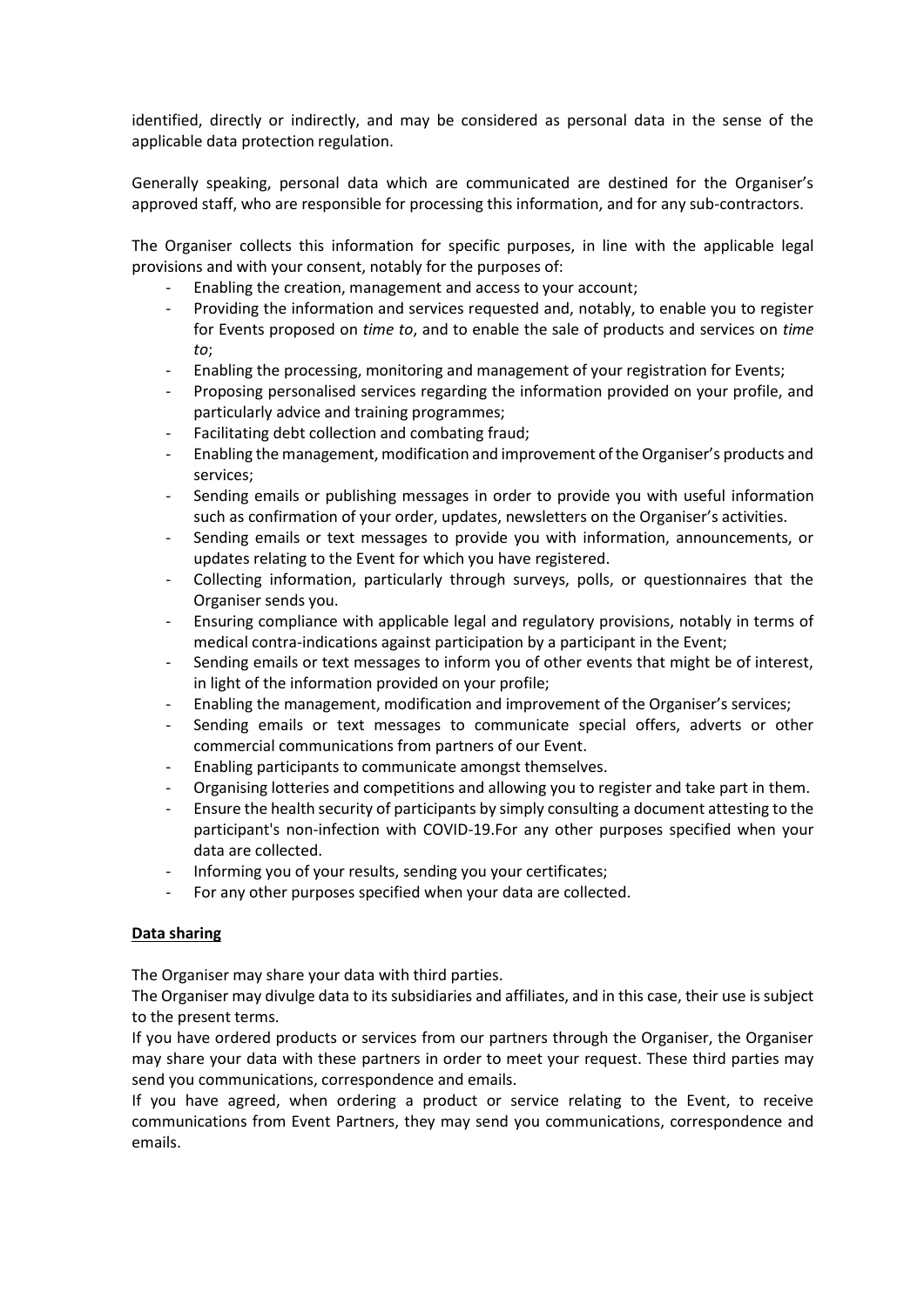identified, directly or indirectly, and may be considered as personal data in the sense of the applicable data protection regulation.

Generally speaking, personal data which are communicated are destined for the Organiser's approved staff, who are responsible for processing this information, and for any sub-contractors.

The Organiser collects this information for specific purposes, in line with the applicable legal provisions and with your consent, notably for the purposes of:

- Enabling the creation, management and access to your account;
- Providing the information and services requested and, notably, to enable you to register for Events proposed on *time to*, and to enable the sale of products and services on *time to*;
- Enabling the processing, monitoring and management of your registration for Events;
- Proposing personalised services regarding the information provided on your profile, and particularly advice and training programmes;
- Facilitating debt collection and combating fraud;
- Enabling the management, modification and improvement of the Organiser's products and services;
- Sending emails or publishing messages in order to provide you with useful information such as confirmation of your order, updates, newsletters on the Organiser's activities.
- Sending emails or text messages to provide you with information, announcements, or updates relating to the Event for which you have registered.
- Collecting information, particularly through surveys, polls, or questionnaires that the Organiser sends you.
- Ensuring compliance with applicable legal and regulatory provisions, notably in terms of medical contra-indications against participation by a participant in the Event;
- Sending emails or text messages to inform you of other events that might be of interest, in light of the information provided on your profile;
- Enabling the management, modification and improvement of the Organiser's services;
- Sending emails or text messages to communicate special offers, adverts or other commercial communications from partners of our Event.
- Enabling participants to communicate amongst themselves.
- Organising lotteries and competitions and allowing you to register and take part in them.
- Ensure the health security of participants by simply consulting a document attesting to the participant's non-infection with COVID-19.For any other purposes specified when your data are collected.
- Informing you of your results, sending you your certificates;
- For any other purposes specified when your data are collected.

**<u>Data sharing</u>**

The Organiser may share your data with third parties.

The Organiser may divulge data to its subsidiaries and affiliates, and in this case, their use is subject to the present terms.

If you have ordered products or services from our partners through the Organiser, the Organiser may share your data with these partners in order to meet your request. These third parties may send you communications, correspondence and emails.

If you have agreed, when ordering a product or service relating to the Event, to receive communications from Event Partners, they may send you communications, correspondence and emails.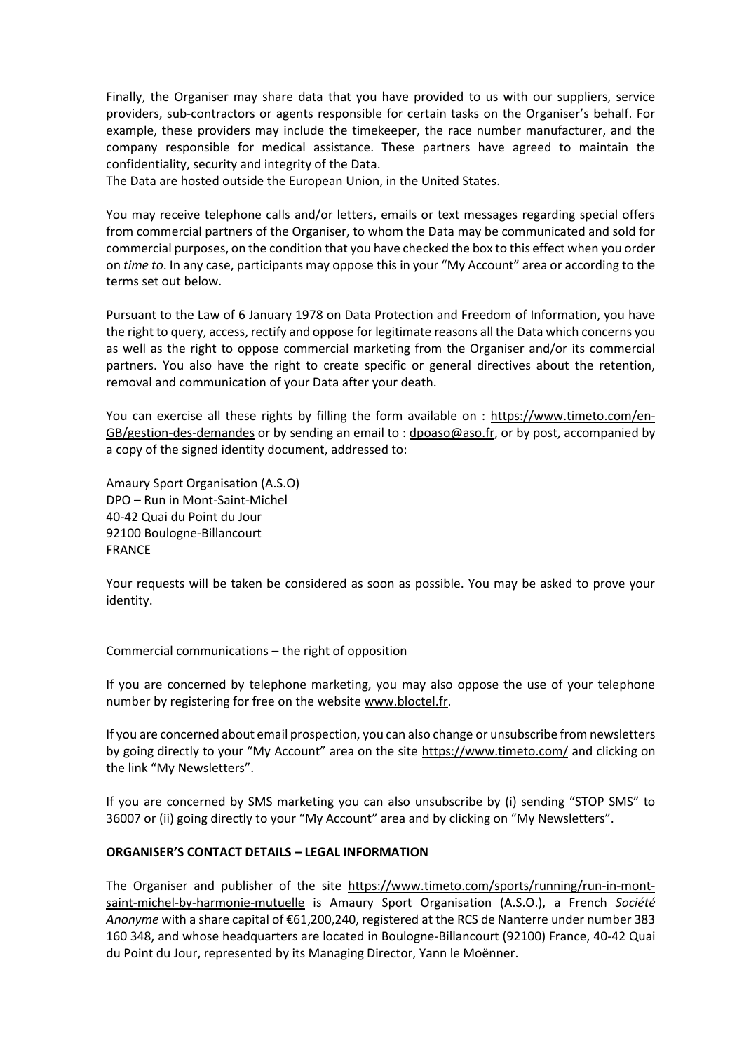Finally, the Organiser may share data that you have provided to us with our suppliers, service providers, sub-contractors or agents responsible for certain tasks on the Organiser's behalf. For example, these providers may include the timekeeper, the race number manufacturer, and the company responsible for medical assistance. These partners have agreed to maintain the confidentiality, security and integrity of the Data.
The Data are hosted outside the European Union, in the United States.

You may receive telephone calls and/or letters, emails or text messages regarding special offers from commercial partners of the Organiser, to whom the Data may be communicated and sold for commercial purposes, on the condition that you have checked the box to this effect when you order on *time to*. In any case, participants may oppose this in your "My Account" area or according to the terms set out below.

Pursuant to the Law of 6 January 1978 on Data Protection and Freedom of Information, you have the right to query, access, rectify and oppose for legitimate reasons all the Data which concerns you as well as the right to oppose commercial marketing from the Organiser and/or its commercial partners. You also have the right to create specific or general directives about the retention, removal and communication of your Data after your death.

You can exercise all these rights by filling the form available on : https://www.timeto.com/en-GB/gestion-des-demandes or by sending an email to : dpoaso@aso.fr, or by post, accompanied by a copy of the signed identity document, addressed to:

Amaury Sport Organisation (A.S.O)
DPO – Run in Mont-Saint-Michel
40-42 Quai du Point du Jour
92100 Boulogne-Billancourt
FRANCE

Your requests will be taken be considered as soon as possible. You may be asked to prove your identity.

Commercial communications – the right of opposition

If you are concerned by telephone marketing, you may also oppose the use of your telephone number by registering for free on the website www.bloctel.fr.

If you are concerned about email prospection, you can also change or unsubscribe from newsletters by going directly to your "My Account" area on the site https://www.timeto.com/ and clicking on the link "My Newsletters".

If you are concerned by SMS marketing you can also unsubscribe by (i) sending "STOP SMS" to 36007 or (ii) going directly to your "My Account" area and by clicking on "My Newsletters".

**ORGANISER'S CONTACT DETAILS – LEGAL INFORMATION**

The Organiser and publisher of the site https://www.timeto.com/sports/running/run-in-mont-saint-michel-by-harmonie-mutuelle is Amaury Sport Organisation (A.S.O.), a French *Société Anonyme* with a share capital of €61,200,240, registered at the RCS de Nanterre under number 383 160 348, and whose headquarters are located in Boulogne-Billancourt (92100) France, 40-42 Quai du Point du Jour, represented by its Managing Director, Yann le Moënner.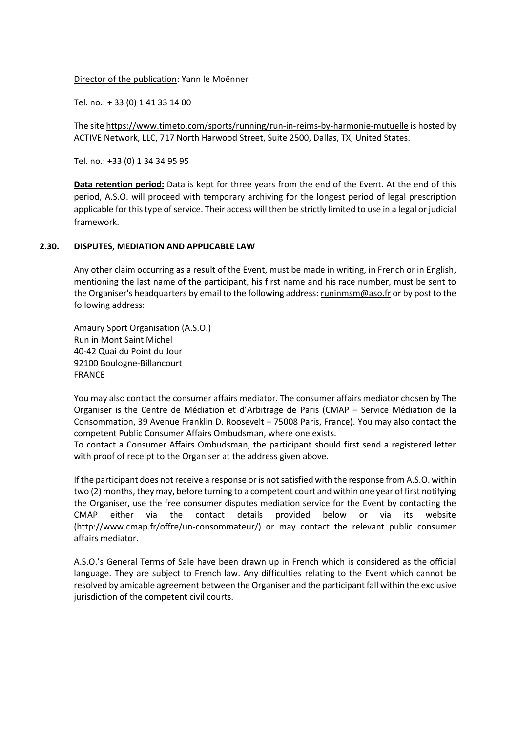Director of the publication: Yann le Moënner

Tel. no.: + 33 (0) 1 41 33 14 00

The site https://www.timeto.com/sports/running/run-in-reims-by-harmonie-mutuelle is hosted by ACTIVE Network, LLC, 717 North Harwood Street, Suite 2500, Dallas, TX, United States.

Tel. no.: +33 (0) 1 34 34 95 95

**Data retention period:** Data is kept for three years from the end of the Event. At the end of this period, A.S.O. will proceed with temporary archiving for the longest period of legal prescription applicable for this type of service. Their access will then be strictly limited to use in a legal or judicial framework.

### 2.30. DISPUTES, MEDIATION AND APPLICABLE LAW

Any other claim occurring as a result of the Event, must be made in writing, in French or in English, mentioning the last name of the participant, his first name and his race number, must be sent to the Organiser's headquarters by email to the following address: runinmsm@aso.fr or by post to the following address:

Amaury Sport Organisation (A.S.O.)
Run in Mont Saint Michel
40-42 Quai du Point du Jour
92100 Boulogne-Billancourt
FRANCE

You may also contact the consumer affairs mediator. The consumer affairs mediator chosen by The Organiser is the Centre de Médiation et d'Arbitrage de Paris (CMAP – Service Médiation de la Consommation, 39 Avenue Franklin D. Roosevelt – 75008 Paris, France). You may also contact the competent Public Consumer Affairs Ombudsman, where one exists.
To contact a Consumer Affairs Ombudsman, the participant should first send a registered letter with proof of receipt to the Organiser at the address given above.

If the participant does not receive a response or is not satisfied with the response from A.S.O. within two (2) months, they may, before turning to a competent court and within one year of first notifying the Organiser, use the free consumer disputes mediation service for the Event by contacting the CMAP either via the contact details provided below or via its website (http://www.cmap.fr/offre/un-consommateur/) or may contact the relevant public consumer affairs mediator.

A.S.O.'s General Terms of Sale have been drawn up in French which is considered as the official language. They are subject to French law. Any difficulties relating to the Event which cannot be resolved by amicable agreement between the Organiser and the participant fall within the exclusive jurisdiction of the competent civil courts.